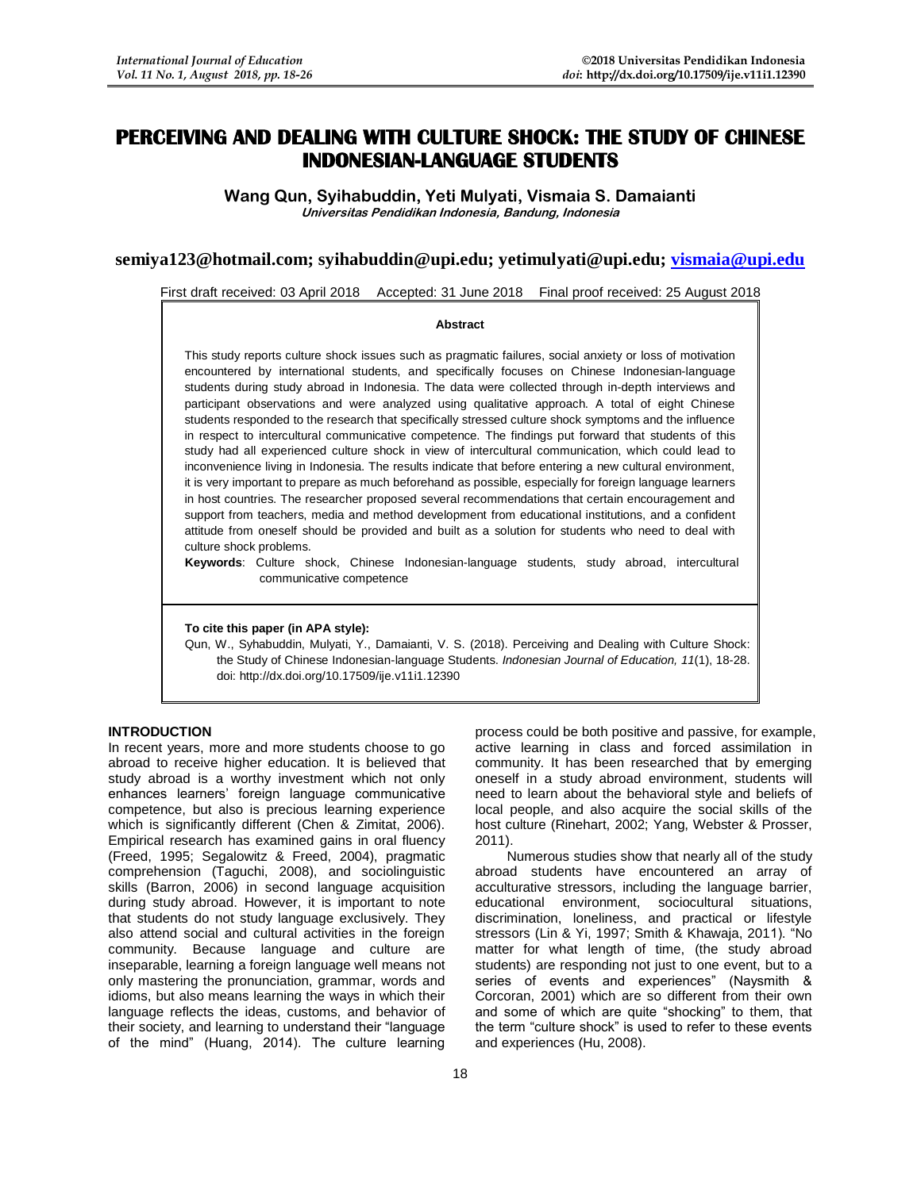# PERCEIVING AND DEALING WITH CULTURE SHOCK: THE STUDY OF CHINESE INDONESIAN-LANGUAGE STUDENTS

**Wang Qun, Syihabuddin, Yeti Mulyati, Vismaia S. Damaianti**
*Universitas Pendidikan Indonesia, Bandung, Indonesia*

**semiya123@hotmail.com; syihabuddin@upi.edu; yetimulyati@upi.edu; vismaia@upi.edu**

First draft received: 03 April 2018 Accepted: 31 June 2018 Final proof received: 25 August 2018

**Abstract**

This study reports culture shock issues such as pragmatic failures, social anxiety or loss of motivation encountered by international students, and specifically focuses on Chinese Indonesian-language students during study abroad in Indonesia. The data were collected through in-depth interviews and participant observations and were analyzed using qualitative approach. A total of eight Chinese students responded to the research that specifically stressed culture shock symptoms and the influence in respect to intercultural communicative competence. The findings put forward that students of this study had all experienced culture shock in view of intercultural communication, which could lead to inconvenience living in Indonesia. The results indicate that before entering a new cultural environment, it is very important to prepare as much beforehand as possible, especially for foreign language learners in host countries. The researcher proposed several recommendations that certain encouragement and support from teachers, media and method development from educational institutions, and a confident attitude from oneself should be provided and built as a solution for students who need to deal with culture shock problems.

**Keywords**: Culture shock, Chinese Indonesian-language students, study abroad, intercultural communicative competence

**To cite this paper (in APA style):**
Qun, W., Syhabuddin, Mulyati, Y., Damaianti, V. S. (2018). Perceiving and Dealing with Culture Shock: the Study of Chinese Indonesian-language Students. *Indonesian Journal of Education, 11*(1), 18-28. doi: http://dx.doi.org/10.17509/ije.v11i1.12390

## INTRODUCTION

In recent years, more and more students choose to go abroad to receive higher education. It is believed that study abroad is a worthy investment which not only enhances learners' foreign language communicative competence, but also is precious learning experience which is significantly different (Chen & Zimitat, 2006). Empirical research has examined gains in oral fluency (Freed, 1995; Segalowitz & Freed, 2004), pragmatic comprehension (Taguchi, 2008), and sociolinguistic skills (Barron, 2006) in second language acquisition during study abroad. However, it is important to note that students do not study language exclusively. They also attend social and cultural activities in the foreign community. Because language and culture are inseparable, learning a foreign language well means not only mastering the pronunciation, grammar, words and idioms, but also means learning the ways in which their language reflects the ideas, customs, and behavior of their society, and learning to understand their "language of the mind" (Huang, 2014). The culture learning process could be both positive and passive, for example, active learning in class and forced assimilation in community. It has been researched that by emerging oneself in a study abroad environment, students will need to learn about the behavioral style and beliefs of local people, and also acquire the social skills of the host culture (Rinehart, 2002; Yang, Webster & Prosser, 2011).

Numerous studies show that nearly all of the study abroad students have encountered an array of acculturative stressors, including the language barrier, educational environment, sociocultural situations, discrimination, loneliness, and practical or lifestyle stressors (Lin & Yi, 1997; Smith & Khawaja, 2011). "No matter for what length of time, (the study abroad students) are responding not just to one event, but to a series of events and experiences" (Naysmith & Corcoran, 2001) which are so different from their own and some of which are quite "shocking" to them, that the term "culture shock" is used to refer to these events and experiences (Hu, 2008).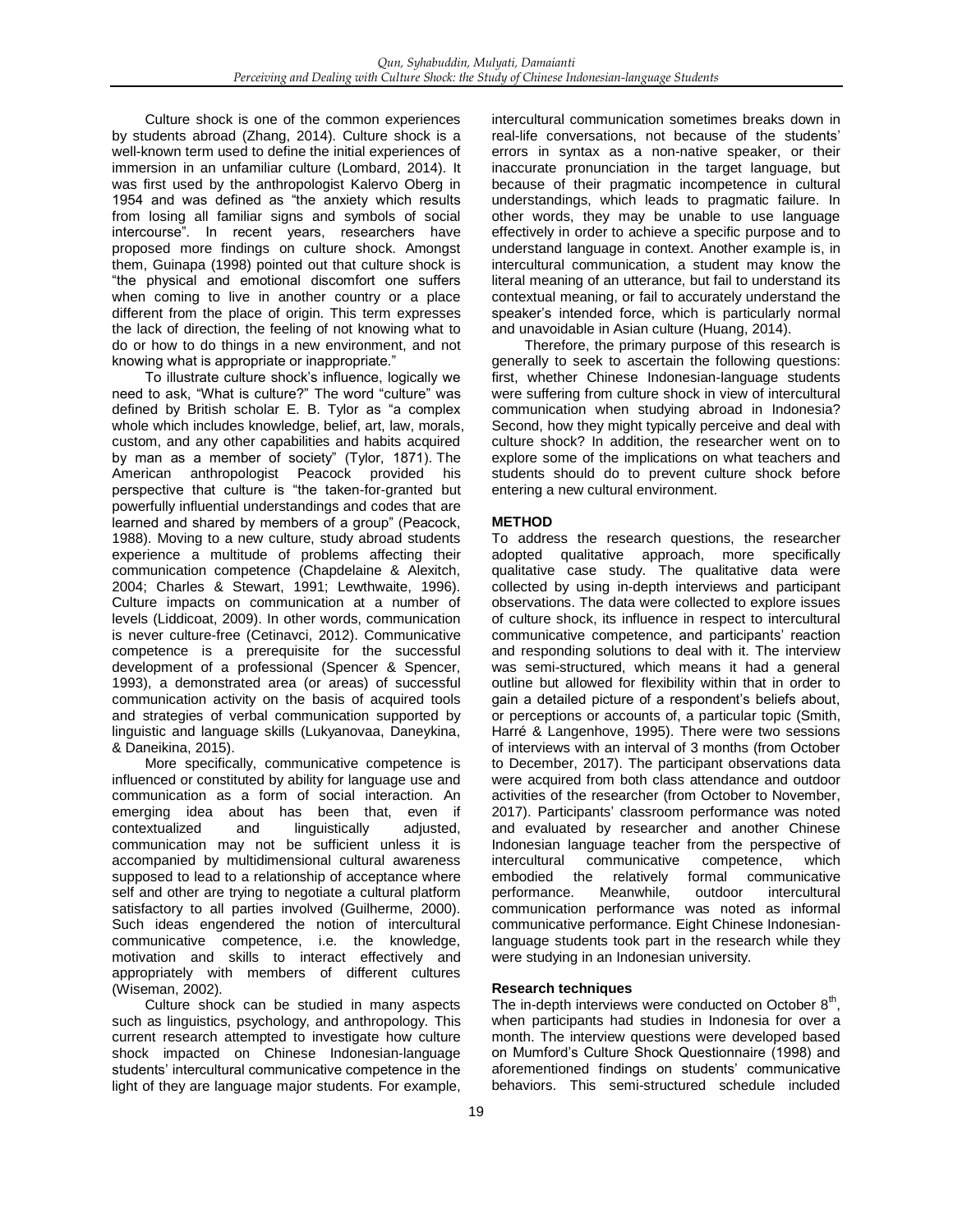Culture shock is one of the common experiences by students abroad (Zhang, 2014). Culture shock is a well-known term used to define the initial experiences of immersion in an unfamiliar culture (Lombard, 2014). It was first used by the anthropologist Kalervo Oberg in 1954 and was defined as "the anxiety which results from losing all familiar signs and symbols of social intercourse". In recent years, researchers have proposed more findings on culture shock. Amongst them, Guinapa (1998) pointed out that culture shock is "the physical and emotional discomfort one suffers when coming to live in another country or a place different from the place of origin. This term expresses the lack of direction, the feeling of not knowing what to do or how to do things in a new environment, and not knowing what is appropriate or inappropriate."

To illustrate culture shock's influence, logically we need to ask, "What is culture?" The word "culture" was defined by British scholar E. B. Tylor as "a complex whole which includes knowledge, belief, art, law, morals, custom, and any other capabilities and habits acquired by man as a member of society" (Tylor, 1871). The American anthropologist Peacock provided his perspective that culture is "the taken-for-granted but powerfully influential understandings and codes that are learned and shared by members of a group" (Peacock, 1988). Moving to a new culture, study abroad students experience a multitude of problems affecting their communication competence (Chapdelaine & Alexitch, 2004; Charles & Stewart, 1991; Lewthwaite, 1996). Culture impacts on communication at a number of levels (Liddicoat, 2009). In other words, communication is never culture-free (Cetinavci, 2012). Communicative competence is a prerequisite for the successful development of a professional (Spencer & Spencer, 1993), a demonstrated area (or areas) of successful communication activity on the basis of acquired tools and strategies of verbal communication supported by linguistic and language skills (Lukyanovaa, Daneykina, & Daneikina, 2015).

More specifically, communicative competence is influenced or constituted by ability for language use and communication as a form of social interaction. An emerging idea about has been that, even if contextualized and linguistically adjusted, communication may not be sufficient unless it is accompanied by multidimensional cultural awareness supposed to lead to a relationship of acceptance where self and other are trying to negotiate a cultural platform satisfactory to all parties involved (Guilherme, 2000). Such ideas engendered the notion of intercultural communicative competence, i.e. the knowledge, motivation and skills to interact effectively and appropriately with members of different cultures (Wiseman, 2002).

Culture shock can be studied in many aspects such as linguistics, psychology, and anthropology. This current research attempted to investigate how culture shock impacted on Chinese Indonesian-language students' intercultural communicative competence in the light of they are language major students. For example, intercultural communication sometimes breaks down in real-life conversations, not because of the students' errors in syntax as a non-native speaker, or their inaccurate pronunciation in the target language, but because of their pragmatic incompetence in cultural understandings, which leads to pragmatic failure. In other words, they may be unable to use language effectively in order to achieve a specific purpose and to understand language in context. Another example is, in intercultural communication, a student may know the literal meaning of an utterance, but fail to understand its contextual meaning, or fail to accurately understand the speaker's intended force, which is particularly normal and unavoidable in Asian culture (Huang, 2014).

Therefore, the primary purpose of this research is generally to seek to ascertain the following questions: first, whether Chinese Indonesian-language students were suffering from culture shock in view of intercultural communication when studying abroad in Indonesia? Second, how they might typically perceive and deal with culture shock? In addition, the researcher went on to explore some of the implications on what teachers and students should do to prevent culture shock before entering a new cultural environment.

## METHOD

To address the research questions, the researcher adopted qualitative approach, more specifically qualitative case study. The qualitative data were collected by using in-depth interviews and participant observations. The data were collected to explore issues of culture shock, its influence in respect to intercultural communicative competence, and participants' reaction and responding solutions to deal with it. The interview was semi-structured, which means it had a general outline but allowed for flexibility within that in order to gain a detailed picture of a respondent's beliefs about, or perceptions or accounts of, a particular topic (Smith, Harré & Langenhove, 1995). There were two sessions of interviews with an interval of 3 months (from October to December, 2017). The participant observations data were acquired from both class attendance and outdoor activities of the researcher (from October to November, 2017). Participants' classroom performance was noted and evaluated by researcher and another Chinese Indonesian language teacher from the perspective of intercultural communicative competence, which embodied the relatively formal communicative performance. Meanwhile, outdoor intercultural communication performance was noted as informal communicative performance. Eight Chinese Indonesian-language students took part in the research while they were studying in an Indonesian university.

### Research techniques

The in-depth interviews were conducted on October 8th, when participants had studies in Indonesia for over a month. The interview questions were developed based on Mumford's Culture Shock Questionnaire (1998) and aforementioned findings on students' communicative behaviors. This semi-structured schedule included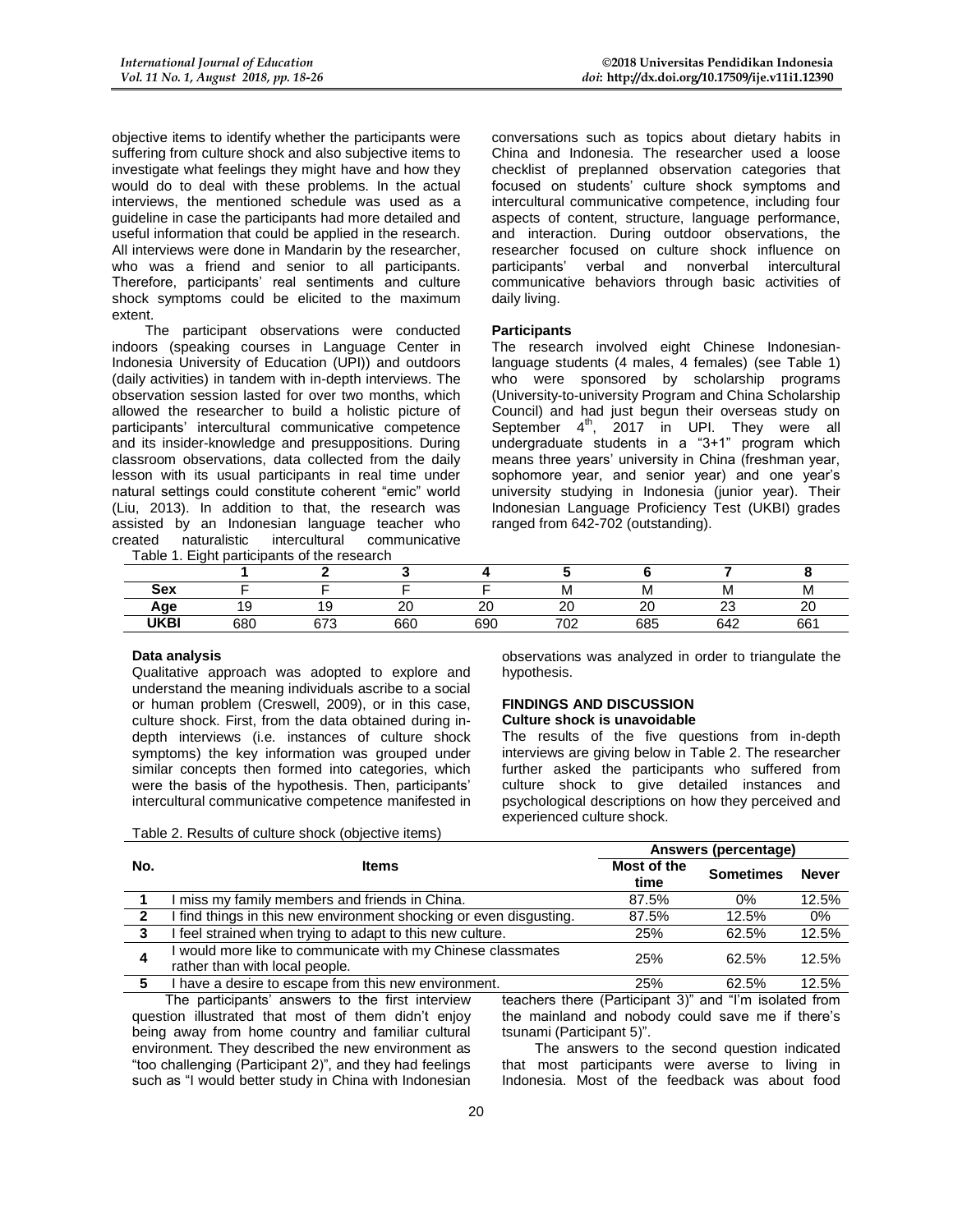objective items to identify whether the participants were suffering from culture shock and also subjective items to investigate what feelings they might have and how they would do to deal with these problems. In the actual interviews, the mentioned schedule was used as a guideline in case the participants had more detailed and useful information that could be applied in the research. All interviews were done in Mandarin by the researcher, who was a friend and senior to all participants. Therefore, participants' real sentiments and culture shock symptoms could be elicited to the maximum extent.

The participant observations were conducted indoors (speaking courses in Language Center in Indonesia University of Education (UPI)) and outdoors (daily activities) in tandem with in-depth interviews. The observation session lasted for over two months, which allowed the researcher to build a holistic picture of participants' intercultural communicative competence and its insider-knowledge and presuppositions. During classroom observations, data collected from the daily lesson with its usual participants in real time under natural settings could constitute coherent "emic" world (Liu, 2013). In addition to that, the research was assisted by an Indonesian language teacher who created naturalistic intercultural communicative conversations such as topics about dietary habits in China and Indonesia. The researcher used a loose checklist of preplanned observation categories that focused on students' culture shock symptoms and intercultural communicative competence, including four aspects of content, structure, language performance, and interaction. During outdoor observations, the researcher focused on culture shock influence on participants' verbal and nonverbal intercultural communicative behaviors through basic activities of daily living.

**Participants**

The research involved eight Chinese Indonesian-language students (4 males, 4 females) (see Table 1) who were sponsored by scholarship programs (University-to-university Program and China Scholarship Council) and had just begun their overseas study on September 4th, 2017 in UPI. They were all undergraduate students in a "3+1" program which means three years' university in China (freshman year, sophomore year, and senior year) and one year's university studying in Indonesia (junior year). Their Indonesian Language Proficiency Test (UKBI) grades ranged from 642-702 (outstanding).

Table 1. Eight participants of the research

| | 1 | 2 | 3 | 4 | 5 | 6 | 7 | 8 |
|---|---|---|---|---|---|---|---|---|
| **Sex** | F | F | F | F | M | M | M | M |
| **Age** | 19 | 19 | 20 | 20 | 20 | 20 | 23 | 20 |
| **UKBI** | 680 | 673 | 660 | 690 | 702 | 685 | 642 | 661 |

**Data analysis**

Qualitative approach was adopted to explore and understand the meaning individuals ascribe to a social or human problem (Creswell, 2009), or in this case, culture shock. First, from the data obtained during in-depth interviews (i.e. instances of culture shock symptoms) the key information was grouped under similar concepts then formed into categories, which were the basis of the hypothesis. Then, participants' intercultural communicative competence manifested in observations was analyzed in order to triangulate the hypothesis.

## FINDINGS AND DISCUSSION

### Culture shock is unavoidable

The results of the five questions from in-depth interviews are giving below in Table 2. The researcher further asked the participants who suffered from culture shock to give detailed instances and psychological descriptions on how they perceived and experienced culture shock.

Table 2. Results of culture shock (objective items)

| No. | Items | Answers (percentage) | | |
|---|---|---|---|---|
| | | Most of the time | Sometimes | Never |
| 1 | I miss my family members and friends in China. | 87.5% | 0% | 12.5% |
| 2 | I find things in this new environment shocking or even disgusting. | 87.5% | 12.5% | 0% |
| 3 | I feel strained when trying to adapt to this new culture. | 25% | 62.5% | 12.5% |
| 4 | I would more like to communicate with my Chinese classmates rather than with local people. | 25% | 62.5% | 12.5% |
| 5 | I have a desire to escape from this new environment. | 25% | 62.5% | 12.5% |

The participants' answers to the first interview question illustrated that most of them didn't enjoy being away from home country and familiar cultural environment. They described the new environment as "too challenging (Participant 2)", and they had feelings such as "I would better study in China with Indonesian teachers there (Participant 3)" and "I'm isolated from the mainland and nobody could save me if there's tsunami (Participant 5)".

The answers to the second question indicated that most participants were averse to living in Indonesia. Most of the feedback was about food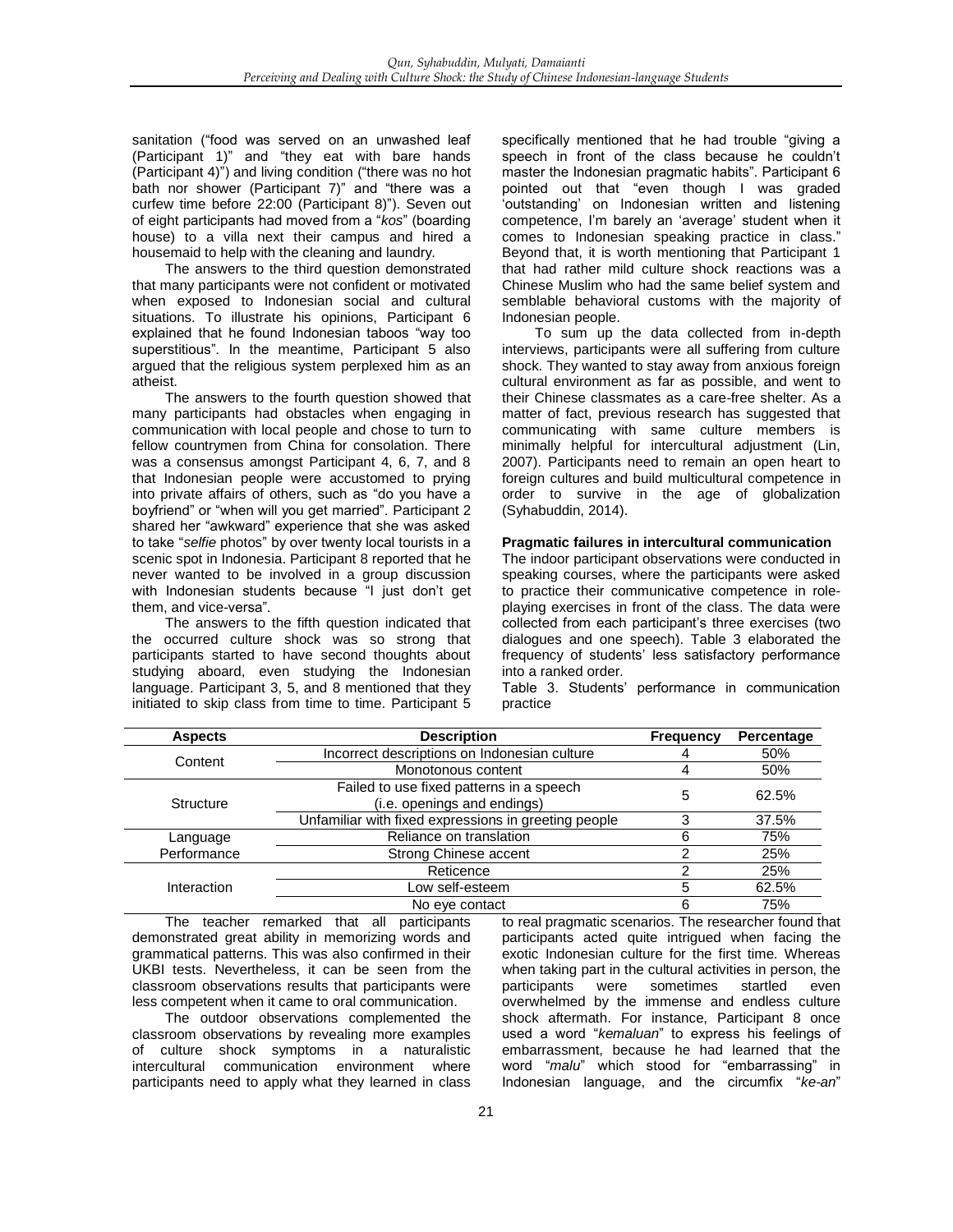sanitation ("food was served on an unwashed leaf (Participant 1)" and "they eat with bare hands (Participant 4)") and living condition ("there was no hot bath nor shower (Participant 7)" and "there was a curfew time before 22:00 (Participant 8)"). Seven out of eight participants had moved from a "*kos*" (boarding house) to a villa next their campus and hired a housemaid to help with the cleaning and laundry.

The answers to the third question demonstrated that many participants were not confident or motivated when exposed to Indonesian social and cultural situations. To illustrate his opinions, Participant 6 explained that he found Indonesian taboos "way too superstitious". In the meantime, Participant 5 also argued that the religious system perplexed him as an atheist.

The answers to the fourth question showed that many participants had obstacles when engaging in communication with local people and chose to turn to fellow countrymen from China for consolation. There was a consensus amongst Participant 4, 6, 7, and 8 that Indonesian people were accustomed to prying into private affairs of others, such as "do you have a boyfriend" or "when will you get married". Participant 2 shared her "awkward" experience that she was asked to take "*selfie* photos" by over twenty local tourists in a scenic spot in Indonesia. Participant 8 reported that he never wanted to be involved in a group discussion with Indonesian students because "I just don't get them, and vice-versa".

The answers to the fifth question indicated that the occurred culture shock was so strong that participants started to have second thoughts about studying aboard, even studying the Indonesian language. Participant 3, 5, and 8 mentioned that they initiated to skip class from time to time. Participant 5 specifically mentioned that he had trouble "giving a speech in front of the class because he couldn't master the Indonesian pragmatic habits". Participant 6 pointed out that "even though I was graded 'outstanding' on Indonesian written and listening competence, I'm barely an 'average' student when it comes to Indonesian speaking practice in class." Beyond that, it is worth mentioning that Participant 1 that had rather mild culture shock reactions was a Chinese Muslim who had the same belief system and semblable behavioral customs with the majority of Indonesian people.

To sum up the data collected from in-depth interviews, participants were all suffering from culture shock. They wanted to stay away from anxious foreign cultural environment as far as possible, and went to their Chinese classmates as a care-free shelter. As a matter of fact, previous research has suggested that communicating with same culture members is minimally helpful for intercultural adjustment (Lin, 2007). Participants need to remain an open heart to foreign cultures and build multicultural competence in order to survive in the age of globalization (Syhabuddin, 2014).

**Pragmatic failures in intercultural communication**

The indoor participant observations were conducted in speaking courses, where the participants were asked to practice their communicative competence in role-playing exercises in front of the class. The data were collected from each participant's three exercises (two dialogues and one speech). Table 3 elaborated the frequency of students' less satisfactory performance into a ranked order.

Table 3. Students' performance in communication practice

| Aspects | Description | Frequency | Percentage |
|---|---|---|---|
| Content | Incorrect descriptions on Indonesian culture | 4 | 50% |
| | Monotonous content | 4 | 50% |
| Structure | Failed to use fixed patterns in a speech (i.e. openings and endings) | 5 | 62.5% |
| | Unfamiliar with fixed expressions in greeting people | 3 | 37.5% |
| Language Performance | Reliance on translation | 6 | 75% |
| | Strong Chinese accent | 2 | 25% |
| Interaction | Reticence | 2 | 25% |
| | Low self-esteem | 5 | 62.5% |
| | No eye contact | 6 | 75% |

The teacher remarked that all participants demonstrated great ability in memorizing words and grammatical patterns. This was also confirmed in their UKBI tests. Nevertheless, it can be seen from the classroom observations results that participants were less competent when it came to oral communication.

The outdoor observations complemented the classroom observations by revealing more examples of culture shock symptoms in a naturalistic intercultural communication environment where participants need to apply what they learned in class to real pragmatic scenarios. The researcher found that participants acted quite intrigued when facing the exotic Indonesian culture for the first time. Whereas when taking part in the cultural activities in person, the participants were sometimes startled even overwhelmed by the immense and endless culture shock aftermath. For instance, Participant 8 once used a word "*kemaluan*" to express his feelings of embarrassment, because he had learned that the word "*malu*" which stood for "embarrassing" in Indonesian language, and the circumfix "*ke-an*"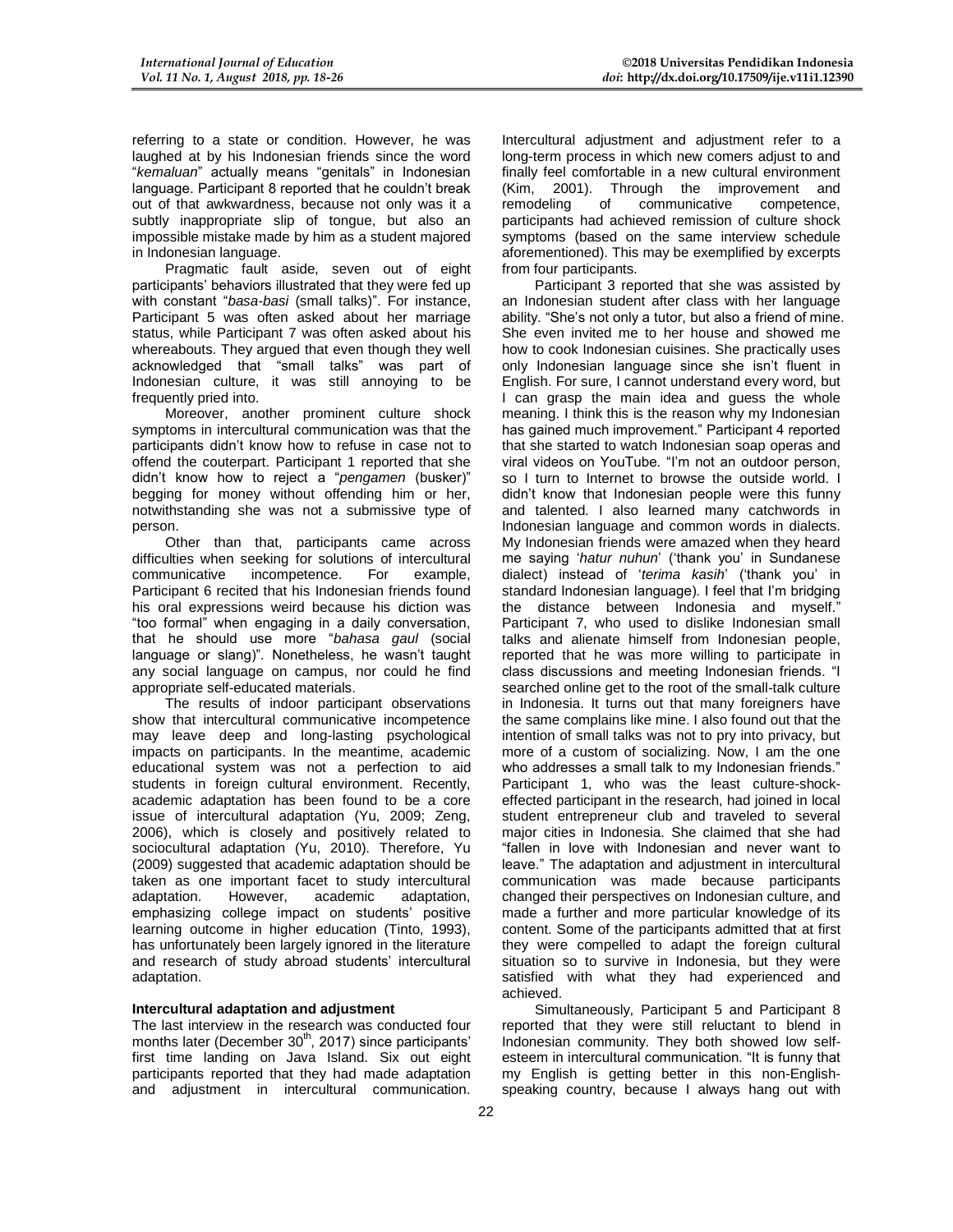referring to a state or condition. However, he was laughed at by his Indonesian friends since the word "*kemaluan*" actually means "genitals" in Indonesian language. Participant 8 reported that he couldn't break out of that awkwardness, because not only was it a subtly inappropriate slip of tongue, but also an impossible mistake made by him as a student majored in Indonesian language.

Pragmatic fault aside, seven out of eight participants' behaviors illustrated that they were fed up with constant "*basa-basi* (small talks)". For instance, Participant 5 was often asked about her marriage status, while Participant 7 was often asked about his whereabouts. They argued that even though they well acknowledged that "small talks" was part of Indonesian culture, it was still annoying to be frequently pried into.

Moreover, another prominent culture shock symptoms in intercultural communication was that the participants didn't know how to refuse in case not to offend the couterpart. Participant 1 reported that she didn't know how to reject a "*pengamen* (busker)" begging for money without offending him or her, notwithstanding she was not a submissive type of person.

Other than that, participants came across difficulties when seeking for solutions of intercultural communicative incompetence. For example, Participant 6 recited that his Indonesian friends found his oral expressions weird because his diction was "too formal" when engaging in a daily conversation, that he should use more "*bahasa gaul* (social language or slang)". Nonetheless, he wasn't taught any social language on campus, nor could he find appropriate self-educated materials.

The results of indoor participant observations show that intercultural communicative incompetence may leave deep and long-lasting psychological impacts on participants. In the meantime, academic educational system was not a perfection to aid students in foreign cultural environment. Recently, academic adaptation has been found to be a core issue of intercultural adaptation (Yu, 2009; Zeng, 2006), which is closely and positively related to sociocultural adaptation (Yu, 2010). Therefore, Yu (2009) suggested that academic adaptation should be taken as one important facet to study intercultural adaptation. However, academic adaptation, emphasizing college impact on students' positive learning outcome in higher education (Tinto, 1993), has unfortunately been largely ignored in the literature and research of study abroad students' intercultural adaptation.

### Intercultural adaptation and adjustment

The last interview in the research was conducted four months later (December 30th, 2017) since participants' first time landing on Java Island. Six out eight participants reported that they had made adaptation and adjustment in intercultural communication. Intercultural adjustment and adjustment refer to a long-term process in which new comers adjust to and finally feel comfortable in a new cultural environment (Kim, 2001). Through the improvement and remodeling of communicative competence, participants had achieved remission of culture shock symptoms (based on the same interview schedule aforementioned). This may be exemplified by excerpts from four participants.

Participant 3 reported that she was assisted by an Indonesian student after class with her language ability. "She's not only a tutor, but also a friend of mine. She even invited me to her house and showed me how to cook Indonesian cuisines. She practically uses only Indonesian language since she isn't fluent in English. For sure, I cannot understand every word, but I can grasp the main idea and guess the whole meaning. I think this is the reason why my Indonesian has gained much improvement." Participant 4 reported that she started to watch Indonesian soap operas and viral videos on YouTube. "I'm not an outdoor person, so I turn to Internet to browse the outside world. I didn't know that Indonesian people were this funny and talented. I also learned many catchwords in Indonesian language and common words in dialects. My Indonesian friends were amazed when they heard me saying '*hatur nuhun*' ('thank you' in Sundanese dialect) instead of '*terima kasih*' ('thank you' in standard Indonesian language). I feel that I'm bridging the distance between Indonesia and myself." Participant 7, who used to dislike Indonesian small talks and alienate himself from Indonesian people, reported that he was more willing to participate in class discussions and meeting Indonesian friends. "I searched online get to the root of the small-talk culture in Indonesia. It turns out that many foreigners have the same complains like mine. I also found out that the intention of small talks was not to pry into privacy, but more of a custom of socializing. Now, I am the one who addresses a small talk to my Indonesian friends." Participant 1, who was the least culture-shock-effected participant in the research, had joined in local student entrepreneur club and traveled to several major cities in Indonesia. She claimed that she had "fallen in love with Indonesian and never want to leave." The adaptation and adjustment in intercultural communication was made because participants changed their perspectives on Indonesian culture, and made a further and more particular knowledge of its content. Some of the participants admitted that at first they were compelled to adapt the foreign cultural situation so to survive in Indonesia, but they were satisfied with what they had experienced and achieved.

Simultaneously, Participant 5 and Participant 8 reported that they were still reluctant to blend in Indonesian community. They both showed low self-esteem in intercultural communication. "It is funny that my English is getting better in this non-English-speaking country, because I always hang out with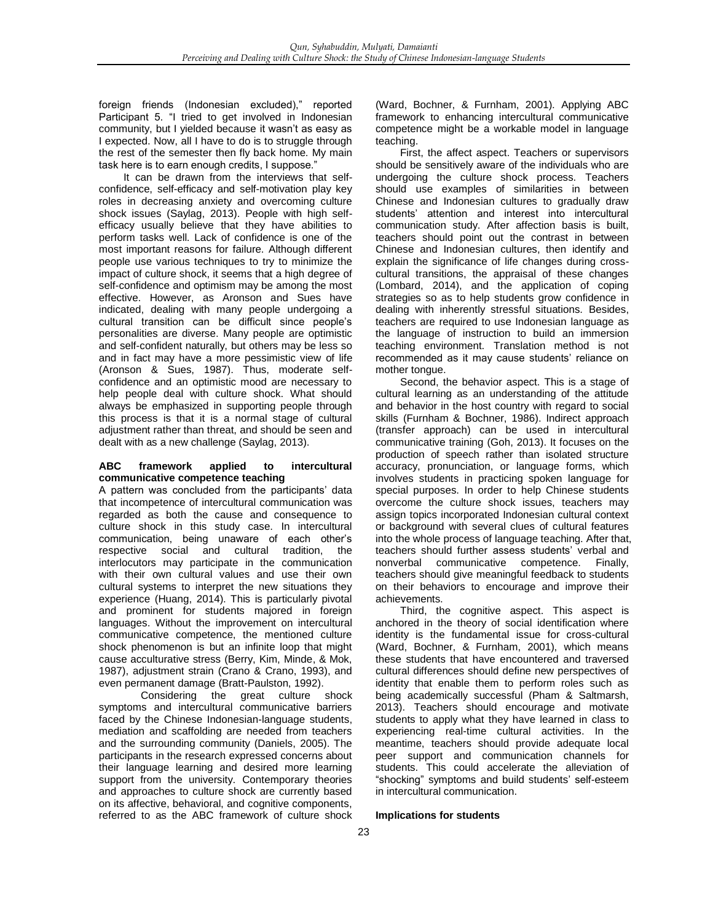foreign friends (Indonesian excluded)," reported Participant 5. "I tried to get involved in Indonesian community, but I yielded because it wasn't as easy as I expected. Now, all I have to do is to struggle through the rest of the semester then fly back home. My main task here is to earn enough credits, I suppose."

It can be drawn from the interviews that self-confidence, self-efficacy and self-motivation play key roles in decreasing anxiety and overcoming culture shock issues (Saylag, 2013). People with high self-efficacy usually believe that they have abilities to perform tasks well. Lack of confidence is one of the most important reasons for failure. Although different people use various techniques to try to minimize the impact of culture shock, it seems that a high degree of self-confidence and optimism may be among the most effective. However, as Aronson and Sues have indicated, dealing with many people undergoing a cultural transition can be difficult since people's personalities are diverse. Many people are optimistic and self-confident naturally, but others may be less so and in fact may have a more pessimistic view of life (Aronson & Sues, 1987). Thus, moderate self-confidence and an optimistic mood are necessary to help people deal with culture shock. What should always be emphasized in supporting people through this process is that it is a normal stage of cultural adjustment rather than threat, and should be seen and dealt with as a new challenge (Saylag, 2013).

**ABC framework applied to intercultural communicative competence teaching**

A pattern was concluded from the participants' data that incompetence of intercultural communication was regarded as both the cause and consequence to culture shock in this study case. In intercultural communication, being unaware of each other's respective social and cultural tradition, the interlocutors may participate in the communication with their own cultural values and use their own cultural systems to interpret the new situations they experience (Huang, 2014). This is particularly pivotal and prominent for students majored in foreign languages. Without the improvement on intercultural communicative competence, the mentioned culture shock phenomenon is but an infinite loop that might cause acculturative stress (Berry, Kim, Minde, & Mok, 1987), adjustment strain (Crano & Crano, 1993), and even permanent damage (Bratt-Paulston, 1992).

Considering the great culture shock symptoms and intercultural communicative barriers faced by the Chinese Indonesian-language students, mediation and scaffolding are needed from teachers and the surrounding community (Daniels, 2005). The participants in the research expressed concerns about their language learning and desired more learning support from the university. Contemporary theories and approaches to culture shock are currently based on its affective, behavioral, and cognitive components, referred to as the ABC framework of culture shock (Ward, Bochner, & Furnham, 2001). Applying ABC framework to enhancing intercultural communicative competence might be a workable model in language teaching.

First, the affect aspect. Teachers or supervisors should be sensitively aware of the individuals who are undergoing the culture shock process. Teachers should use examples of similarities in between Chinese and Indonesian cultures to gradually draw students' attention and interest into intercultural communication study. After affection basis is built, teachers should point out the contrast in between Chinese and Indonesian cultures, then identify and explain the significance of life changes during cross-cultural transitions, the appraisal of these changes (Lombard, 2014), and the application of coping strategies so as to help students grow confidence in dealing with inherently stressful situations. Besides, teachers are required to use Indonesian language as the language of instruction to build an immersion teaching environment. Translation method is not recommended as it may cause students' reliance on mother tongue.

Second, the behavior aspect. This is a stage of cultural learning as an understanding of the attitude and behavior in the host country with regard to social skills (Furnham & Bochner, 1986). Indirect approach (transfer approach) can be used in intercultural communicative training (Goh, 2013). It focuses on the production of speech rather than isolated structure accuracy, pronunciation, or language forms, which involves students in practicing spoken language for special purposes. In order to help Chinese students overcome the culture shock issues, teachers may assign topics incorporated Indonesian cultural context or background with several clues of cultural features into the whole process of language teaching. After that, teachers should further assess students' verbal and nonverbal communicative competence. Finally, teachers should give meaningful feedback to students on their behaviors to encourage and improve their achievements.

Third, the cognitive aspect. This aspect is anchored in the theory of social identification where identity is the fundamental issue for cross-cultural (Ward, Bochner, & Furnham, 2001), which means these students that have encountered and traversed cultural differences should define new perspectives of identity that enable them to perform roles such as being academically successful (Pham & Saltmarsh, 2013). Teachers should encourage and motivate students to apply what they have learned in class to experiencing real-time cultural activities. In the meantime, teachers should provide adequate local peer support and communication channels for students. This could accelerate the alleviation of "shocking" symptoms and build students' self-esteem in intercultural communication.

**Implications for students**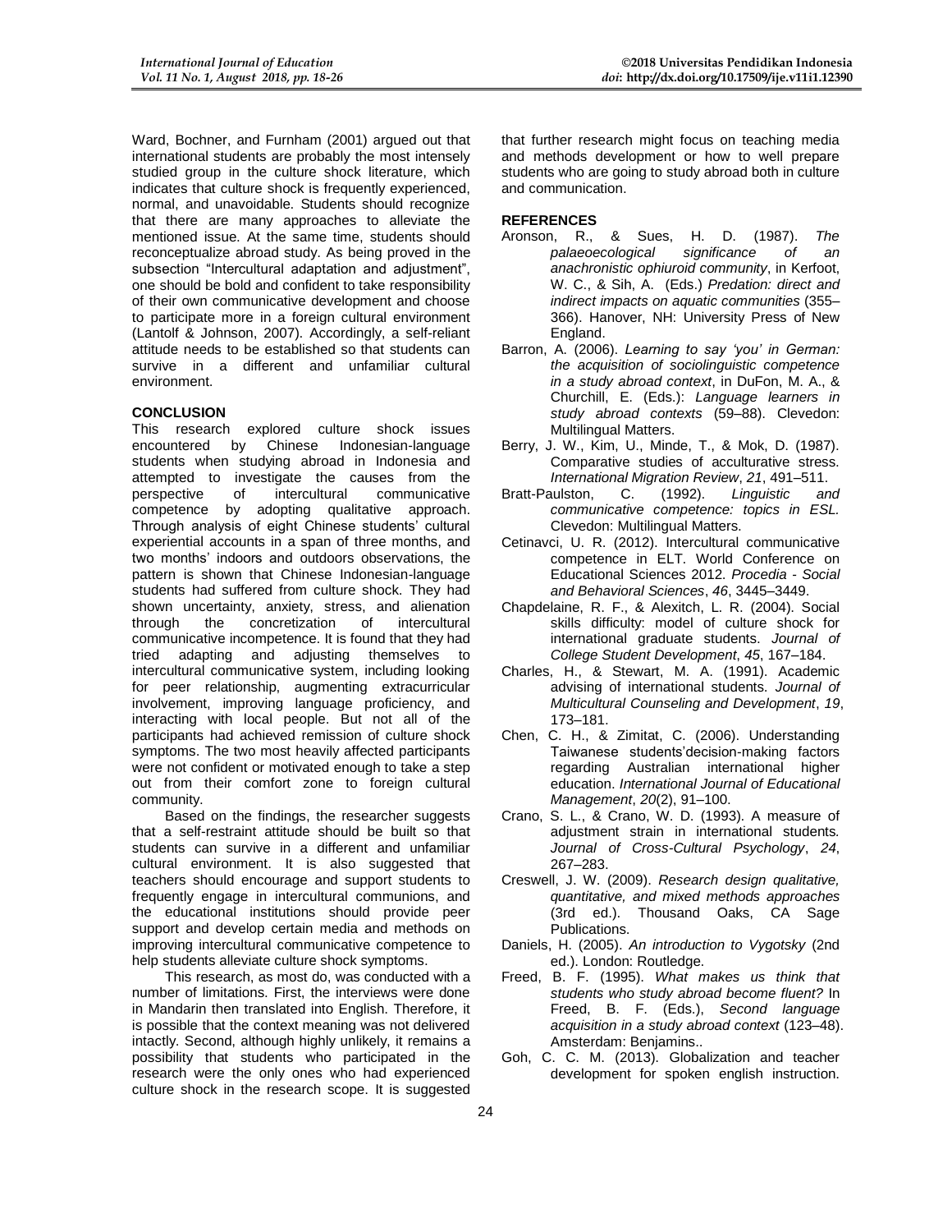Ward, Bochner, and Furnham (2001) argued out that international students are probably the most intensely studied group in the culture shock literature, which indicates that culture shock is frequently experienced, normal, and unavoidable. Students should recognize that there are many approaches to alleviate the mentioned issue. At the same time, students should reconceptualize abroad study. As being proved in the subsection "Intercultural adaptation and adjustment", one should be bold and confident to take responsibility of their own communicative development and choose to participate more in a foreign cultural environment (Lantolf & Johnson, 2007). Accordingly, a self-reliant attitude needs to be established so that students can survive in a different and unfamiliar cultural environment.

## CONCLUSION

This research explored culture shock issues encountered by Chinese Indonesian-language students when studying abroad in Indonesia and attempted to investigate the causes from the perspective of intercultural communicative competence by adopting qualitative approach. Through analysis of eight Chinese students' cultural experiential accounts in a span of three months, and two months' indoors and outdoors observations, the pattern is shown that Chinese Indonesian-language students had suffered from culture shock. They had shown uncertainty, anxiety, stress, and alienation through the concretization of intercultural communicative incompetence. It is found that they had tried adapting and adjusting themselves to intercultural communicative system, including looking for peer relationship, augmenting extracurricular involvement, improving language proficiency, and interacting with local people. But not all of the participants had achieved remission of culture shock symptoms. The two most heavily affected participants were not confident or motivated enough to take a step out from their comfort zone to foreign cultural community.

Based on the findings, the researcher suggests that a self-restraint attitude should be built so that students can survive in a different and unfamiliar cultural environment. It is also suggested that teachers should encourage and support students to frequently engage in intercultural communions, and the educational institutions should provide peer support and develop certain media and methods on improving intercultural communicative competence to help students alleviate culture shock symptoms.

This research, as most do, was conducted with a number of limitations. First, the interviews were done in Mandarin then translated into English. Therefore, it is possible that the context meaning was not delivered intactly. Second, although highly unlikely, it remains a possibility that students who participated in the research were the only ones who had experienced culture shock in the research scope. It is suggested that further research might focus on teaching media and methods development or how to well prepare students who are going to study abroad both in culture and communication.

## REFERENCES

Aronson, R., & Sues, H. D. (1987). *The palaeoecological significance of an anachronistic ophiuroid community*, in Kerfoot, W. C., & Sih, A. (Eds.) *Predation: direct and indirect impacts on aquatic communities* (355–366). Hanover, NH: University Press of New England.

Barron, A. (2006). *Learning to say 'you' in German: the acquisition of sociolinguistic competence in a study abroad context*, in DuFon, M. A., & Churchill, E. (Eds.): *Language learners in study abroad contexts* (59–88). Clevedon: Multilingual Matters.

Berry, J. W., Kim, U., Minde, T., & Mok, D. (1987). Comparative studies of acculturative stress. *International Migration Review*, *21*, 491–511.

Bratt-Paulston, C. (1992). *Linguistic and communicative competence: topics in ESL.* Clevedon: Multilingual Matters.

Cetinavci, U. R. (2012). Intercultural communicative competence in ELT. World Conference on Educational Sciences 2012. *Procedia - Social and Behavioral Sciences*, *46*, 3445–3449.

Chapdelaine, R. F., & Alexitch, L. R. (2004). Social skills difficulty: model of culture shock for international graduate students. *Journal of College Student Development*, *45*, 167–184.

Charles, H., & Stewart, M. A. (1991). Academic advising of international students. *Journal of Multicultural Counseling and Development*, *19*, 173–181.

Chen, C. H., & Zimitat, C. (2006). Understanding Taiwanese students'decision-making factors regarding Australian international higher education. *International Journal of Educational Management*, *20*(2), 91–100.

Crano, S. L., & Crano, W. D. (1993). A measure of adjustment strain in international students. *Journal of Cross-Cultural Psychology*, *24*, 267–283.

Creswell, J. W. (2009). *Research design qualitative, quantitative, and mixed methods approaches* (3rd ed.). Thousand Oaks, CA Sage Publications.

Daniels, H. (2005). *An introduction to Vygotsky* (2nd ed.). London: Routledge.

Freed, B. F. (1995). *What makes us think that students who study abroad become fluent?* In Freed, B. F. (Eds.), *Second language acquisition in a study abroad context* (123–48). Amsterdam: Benjamins..

Goh, C. C. M. (2013). Globalization and teacher development for spoken english instruction.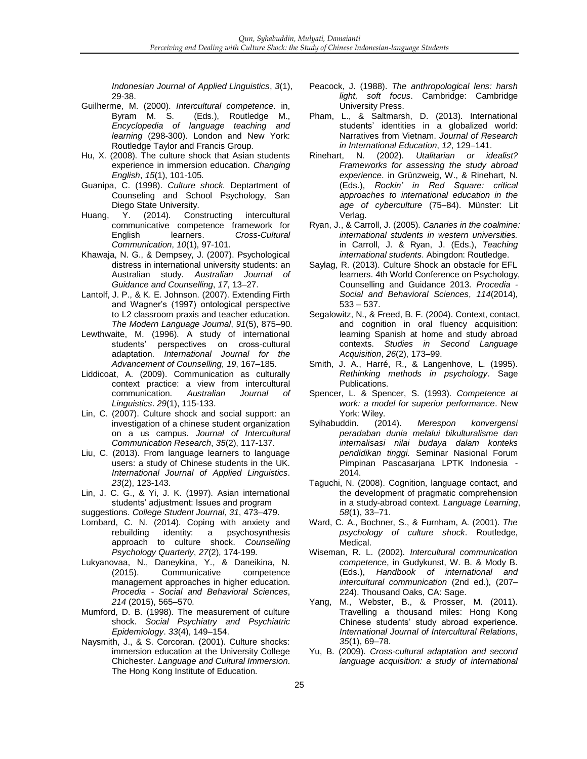*Indonesian Journal of Applied Linguistics*, *3*(1), 29-38.

Guilherme, M. (2000). *Intercultural competence*. in, Byram M. S. (Eds.), Routledge M., *Encyclopedia of language teaching and learning* (298-300). London and New York: Routledge Taylor and Francis Group.

Hu, X. (2008). The culture shock that Asian students experience in immersion education. *Changing English*, *15*(1), 101-105.

Guanipa, C. (1998). *Culture shock.* Deptartment of Counseling and School Psychology, San Diego State University.

Huang, Y. (2014). Constructing intercultural communicative competence framework for English learners. *Cross-Cultural Communication*, *10*(1), 97-101.

Khawaja, N. G., & Dempsey, J. (2007). Psychological distress in international university students: an Australian study. *Australian Journal of Guidance and Counselling*, *17*, 13–27.

Lantolf, J. P., & K. E. Johnson. (2007). Extending Firth and Wagner's (1997) ontological perspective to L2 classroom praxis and teacher education. *The Modern Language Journal*, *91*(5), 875–90.

Lewthwaite, M. (1996). A study of international students' perspectives on cross-cultural adaptation. *International Journal for the Advancement of Counselling*, *19*, 167–185.

Liddicoat, A. (2009). Communication as culturally context practice: a view from intercultural communication. *Australian Journal of Linguistics*. *29*(1), 115-133.

Lin, C. (2007). Culture shock and social support: an investigation of a chinese student organization on a us campus. *Journal of Intercultural Communication Research*, *35*(2), 117-137.

Liu, C. (2013). From language learners to language users: a study of Chinese students in the UK. *International Journal of Applied Linguistics*. *23*(2), 123-143.

Lin, J. C. G., & Yi, J. K. (1997). Asian international students' adjustment: Issues and program suggestions. *College Student Journal*, *31*, 473–479.

Lombard, C. N. (2014). Coping with anxiety and rebuilding identity: a psychosynthesis approach to culture shock. *Counselling Psychology Quarterly*, *27*(2), 174-199.

Lukyanovaa, N., Daneykina, Y., & Daneikina, N. (2015). Communicative competence management approaches in higher education. *Procedia - Social and Behavioral Sciences*, *214* (2015), 565–570.

Mumford, D. B. (1998). The measurement of culture shock. *Social Psychiatry and Psychiatric Epidemiology*. *33*(4), 149–154.

Naysmith, J., & S. Corcoran. (2001). Culture shocks: immersion education at the University College Chichester. *Language and Cultural Immersion*. The Hong Kong Institute of Education.

Peacock, J. (1988). *The anthropological lens: harsh light, soft focus*. Cambridge: Cambridge University Press.

Pham, L., & Saltmarsh, D. (2013). International students' identities in a globalized world: Narratives from Vietnam. *Journal of Research in International Education*, *12*, 129–141.

Rinehart, N. (2002). *Utalitarian or idealist? Frameworks for assessing the study abroad experience*. in Grünzweig, W., & Rinehart, N. (Eds.), *Rockin' in Red Square: critical approaches to international education in the age of cyberculture* (75–84). Münster: Lit Verlag.

Ryan, J., & Carroll, J. (2005). *Canaries in the coalmine: international students in western universities.* in Carroll, J. & Ryan, J. (Eds.), *Teaching international students*. Abingdon: Routledge.

Saylag, R. (2013). Culture Shock an obstacle for EFL learners. 4th World Conference on Psychology, Counselling and Guidance 2013. *Procedia - Social and Behavioral Sciences*, *114*(2014), 533 – 537.

Segalowitz, N., & Freed, B. F. (2004). Context, contact, and cognition in oral fluency acquisition: learning Spanish at home and study abroad contexts. *Studies in Second Language Acquisition*, *26*(2), 173–99.

Smith, J. A., Harré, R., & Langenhove, L. (1995). *Rethinking methods in psychology*. Sage Publications.

Spencer, L. & Spencer, S. (1993). *Competence at work: a model for superior performance*. New York: Wiley.

Syihabuddin. (2014). *Merespon konvergensi peradaban dunia melalui bikulturalisme dan internalisasi nilai budaya dalam konteks pendidikan tinggi.* Seminar Nasional Forum Pimpinan Pascasarjana LPTK Indonesia - 2014.

Taguchi, N. (2008). Cognition, language contact, and the development of pragmatic comprehension in a study-abroad context. *Language Learning*, *58*(1), 33–71.

Ward, C. A., Bochner, S., & Furnham, A. (2001). *The psychology of culture shock*. Routledge, Medical.

Wiseman, R. L. (2002). *Intercultural communication competence*, in Gudykunst, W. B. & Mody B. (Eds.), *Handbook of international and intercultural communication* (2nd ed.), (207–224). Thousand Oaks, CA: Sage.

Yang, M., Webster, B., & Prosser, M. (2011). Travelling a thousand miles: Hong Kong Chinese students' study abroad experience. *International Journal of Intercultural Relations*, *35*(1), 69–78.

Yu, B. (2009). *Cross-cultural adaptation and second language acquisition: a study of international*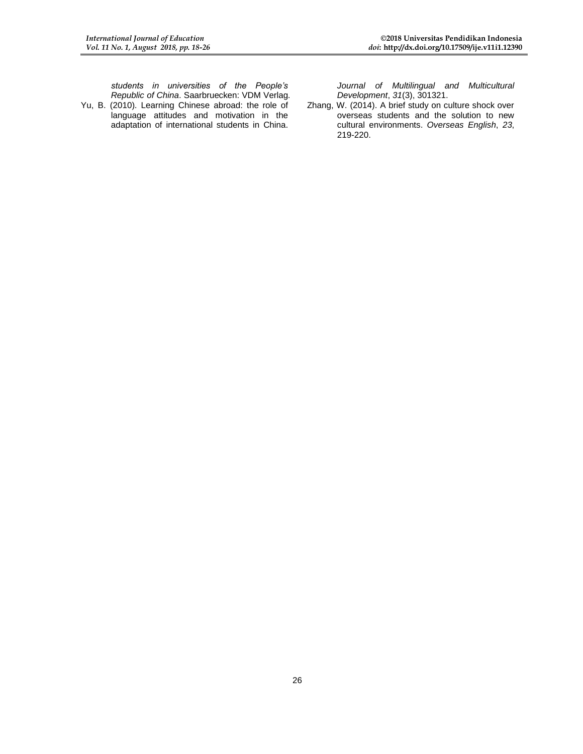*students in universities of the People's Republic of China*. Saarbruecken: VDM Verlag.

Yu, B. (2010). Learning Chinese abroad: the role of language attitudes and motivation in the adaptation of international students in China. *Journal of Multilingual and Multicultural Development*, *31*(3), 301321.

Zhang, W. (2014). A brief study on culture shock over overseas students and the solution to new cultural environments. *Overseas English*, *23*, 219-220.